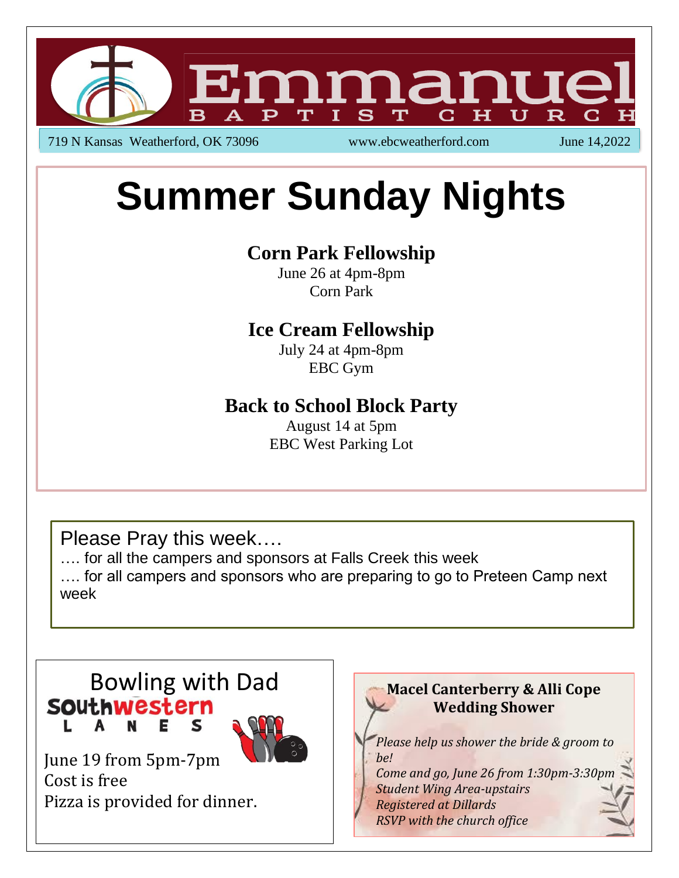# Emmanuel Baptist Church

719 N Kansas Weatherford, OK 73096 | www.ebcweatherford.com | June 14,2022

# Summer Sunday Nights

## Corn Park Fellowship

June 26 at 4pm-8pm
Corn Park

## Ice Cream Fellowship

July 24 at 4pm-8pm
EBC Gym

## Back to School Block Party

August 14 at 5pm
EBC West Parking Lot

---

Please Pray this week….

…. for all the campers and sponsors at Falls Creek this week

…. for all campers and sponsors who are preparing to go to Preteen Camp next week

---

## Bowling with Dad

Southwestern Lanes

June 19 from 5pm-7pm
Cost is free
Pizza is provided for dinner.

---

**Macel Canterberry & Alli Cope Wedding Shower**

*Please help us shower the bride & groom to be!*
*Come and go, June 26 from 1:30pm-3:30pm*
*Student Wing Area-upstairs*
*Registered at Dillards*
*RSVP with the church office*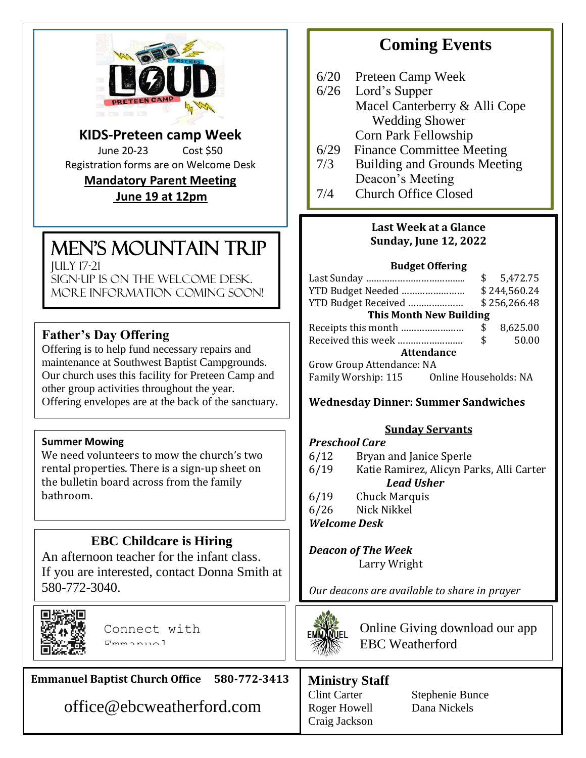## KIDS-Preteen camp Week

June 20-23 Cost $50

Registration forms are on Welcome Desk

**Mandatory Parent Meeting**

**June 19 at 12pm**

## MEN'S MOUNTAIN TRIP

JULY 17-21

SIGN-UP IS ON THE WELCOME DESK.

MORE INFORMATION COMING SOON!

### Father's Day Offering

Offering is to help fund necessary repairs and maintenance at Southwest Baptist Campgrounds. Our church uses this facility for Preteen Camp and other group activities throughout the year. Offering envelopes are at the back of the sanctuary.

**Summer Mowing**

We need volunteers to mow the church's two rental properties. There is a sign-up sheet on the bulletin board across from the family bathroom.

### EBC Childcare is Hiring

An afternoon teacher for the infant class. If you are interested, contact Donna Smith at 580-772-3040.

Connect with Emmanuel

## Coming Events

- 6/20 Preteen Camp Week
- 6/26 Lord's Supper
  - Macel Canterberry & Alli Cope Wedding Shower
  - Corn Park Fellowship
- 6/29 Finance Committee Meeting
- 7/3 Building and Grounds Meeting
  - Deacon's Meeting
- 7/4 Church Office Closed

### Last Week at a Glance
### Sunday, June 12, 2022

**Budget Offering**

| | |
|---|---|
| Last Sunday | $ 5,472.75 |
| YTD Budget Needed | $ 244,560.24 |
| YTD Budget Received | $ 256,266.48 |
| **This Month New Building** | |
| Receipts this month | $ 8,625.00 |
| Received this week | $ 50.00 |

**Attendance**

Grow Group Attendance: NA

Family Worship: 115 Online Households: NA

**Wednesday Dinner: Summer Sandwiches**

**Sunday Servants**

***Preschool Care***

- 6/12 Bryan and Janice Sperle
- 6/19 Katie Ramirez, Alicyn Parks, Alli Carter

***Lead Usher***

- 6/19 Chuck Marquis
- 6/26 Nick Nikkel

***Welcome Desk***

***Deacon of The Week***

Larry Wright

*Our deacons are available to share in prayer*

Online Giving download our app EBC Weatherford

**Emmanuel Baptist Church Office 580-772-3413**

office@ebcweatherford.com

### Ministry Staff

Clint Carter
Roger Howell
Craig Jackson
Stephenie Bunce
Dana Nickels